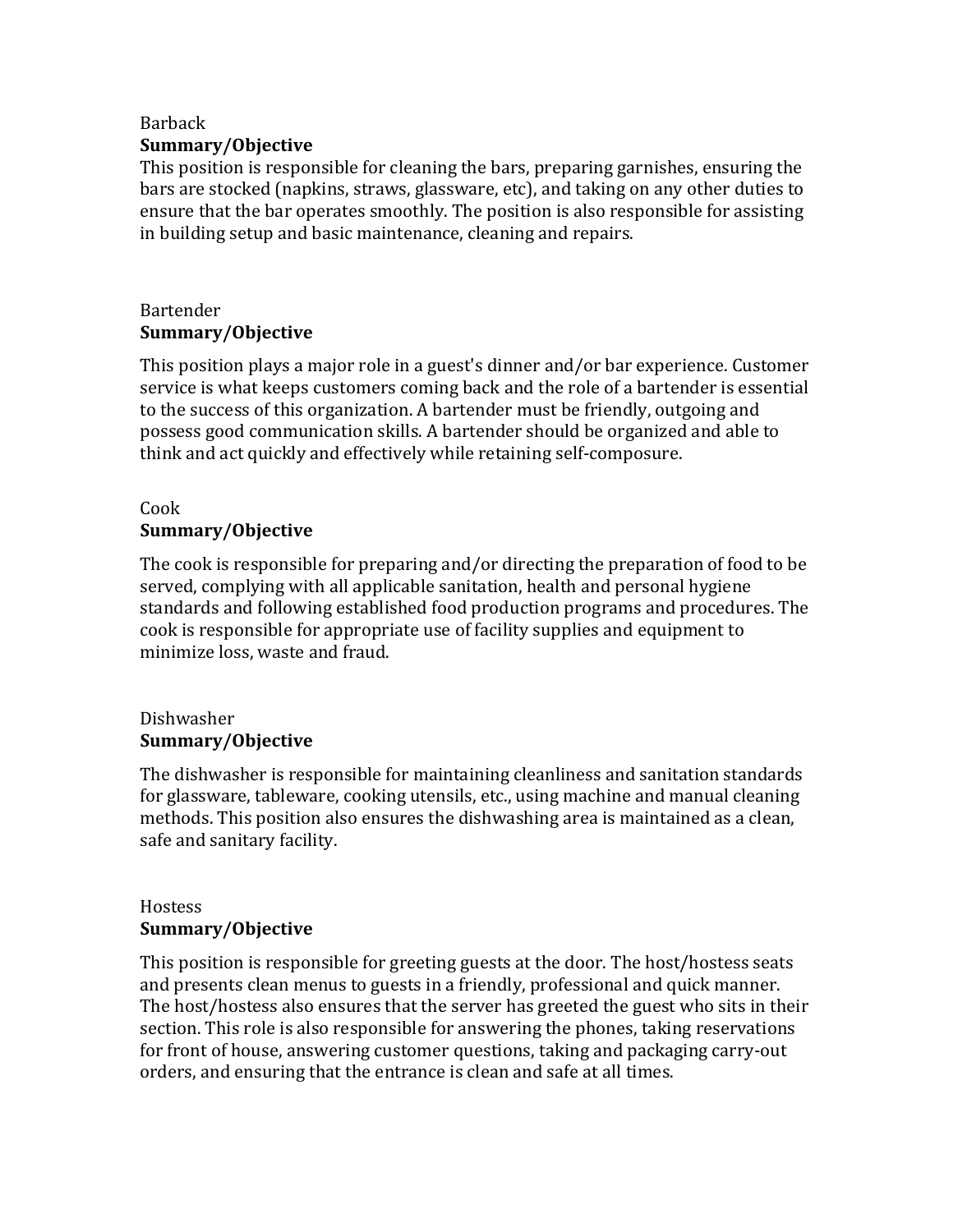## Barback

**Summary/Objective**

This position is responsible for cleaning the bars, preparing garnishes, ensuring the bars are stocked (napkins, straws, glassware, etc), and taking on any other duties to ensure that the bar operates smoothly. The position is also responsible for assisting in building setup and basic maintenance, cleaning and repairs.

## Bartender

**Summary/Objective**

This position plays a major role in a guest's dinner and/or bar experience. Customer service is what keeps customers coming back and the role of a bartender is essential to the success of this organization. A bartender must be friendly, outgoing and possess good communication skills. A bartender should be organized and able to think and act quickly and effectively while retaining self-composure.

## Cook

**Summary/Objective**

The cook is responsible for preparing and/or directing the preparation of food to be served, complying with all applicable sanitation, health and personal hygiene standards and following established food production programs and procedures. The cook is responsible for appropriate use of facility supplies and equipment to minimize loss, waste and fraud.

## Dishwasher

**Summary/Objective**

The dishwasher is responsible for maintaining cleanliness and sanitation standards for glassware, tableware, cooking utensils, etc., using machine and manual cleaning methods. This position also ensures the dishwashing area is maintained as a clean, safe and sanitary facility.

## Hostess

**Summary/Objective**

This position is responsible for greeting guests at the door. The host/hostess seats and presents clean menus to guests in a friendly, professional and quick manner. The host/hostess also ensures that the server has greeted the guest who sits in their section. This role is also responsible for answering the phones, taking reservations for front of house, answering customer questions, taking and packaging carry-out orders, and ensuring that the entrance is clean and safe at all times.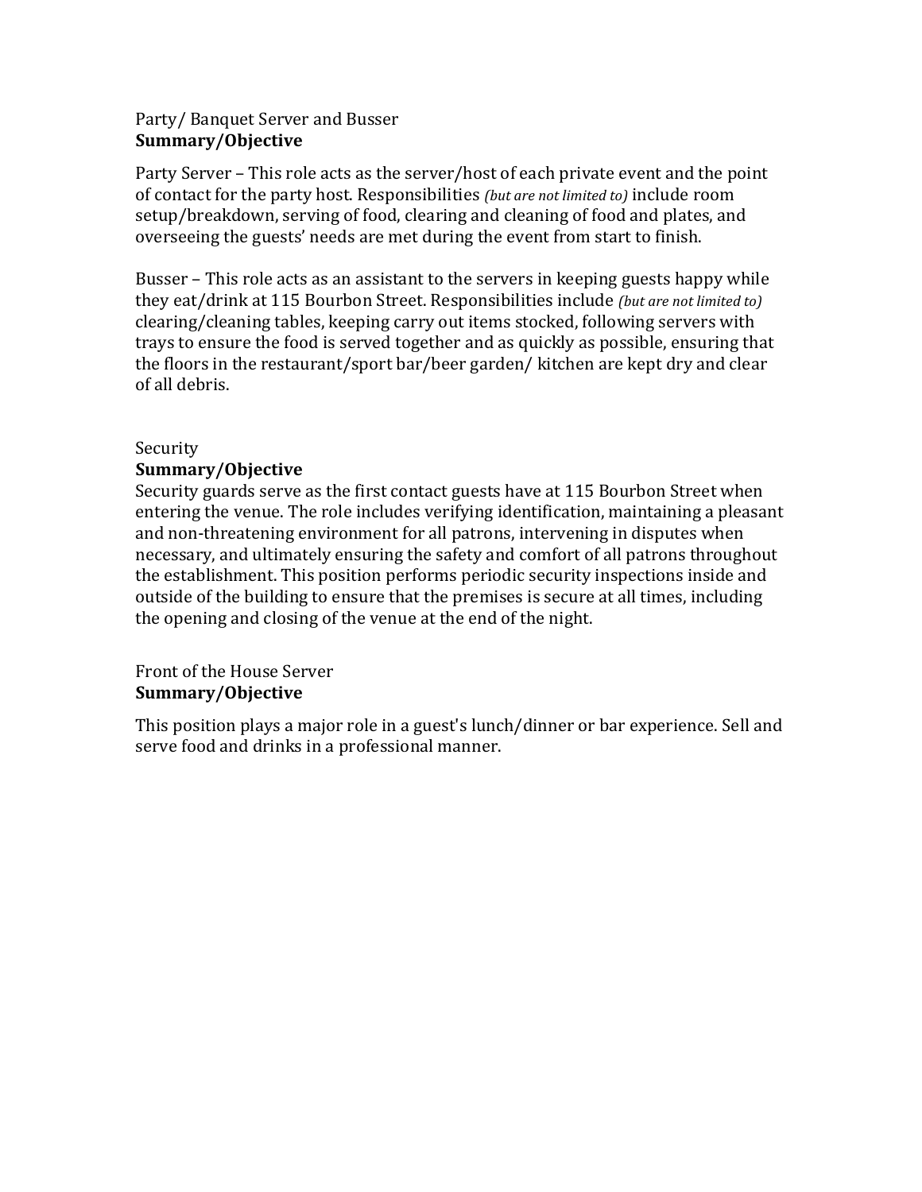Party/ Banquet Server and Busser
**Summary/Objective**

Party Server – This role acts as the server/host of each private event and the point of contact for the party host. Responsibilities *(but are not limited to)* include room setup/breakdown, serving of food, clearing and cleaning of food and plates, and overseeing the guests' needs are met during the event from start to finish.

Busser – This role acts as an assistant to the servers in keeping guests happy while they eat/drink at 115 Bourbon Street. Responsibilities include *(but are not limited to)* clearing/cleaning tables, keeping carry out items stocked, following servers with trays to ensure the food is served together and as quickly as possible, ensuring that the floors in the restaurant/sport bar/beer garden/ kitchen are kept dry and clear of all debris.

Security
**Summary/Objective**
Security guards serve as the first contact guests have at 115 Bourbon Street when entering the venue. The role includes verifying identification, maintaining a pleasant and non-threatening environment for all patrons, intervening in disputes when necessary, and ultimately ensuring the safety and comfort of all patrons throughout the establishment. This position performs periodic security inspections inside and outside of the building to ensure that the premises is secure at all times, including the opening and closing of the venue at the end of the night.

Front of the House Server
**Summary/Objective**

This position plays a major role in a guest's lunch/dinner or bar experience. Sell and serve food and drinks in a professional manner.